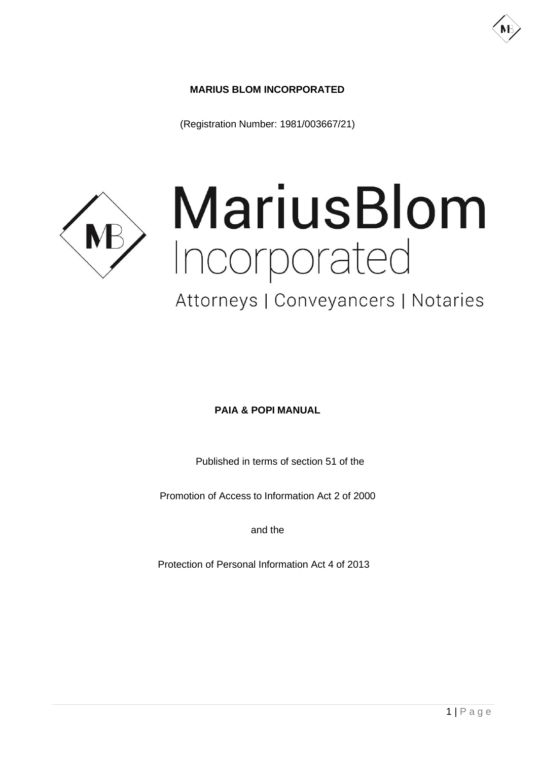**MARIUS BLOM INCORPORATED**

(Registration Number: 1981/003667/21)

# MariusBlom
Incorporated

Attorneys | Conveyancers | Notaries

**PAIA & POPI MANUAL**

Published in terms of section 51 of the

Promotion of Access to Information Act 2 of 2000

and the

Protection of Personal Information Act 4 of 2013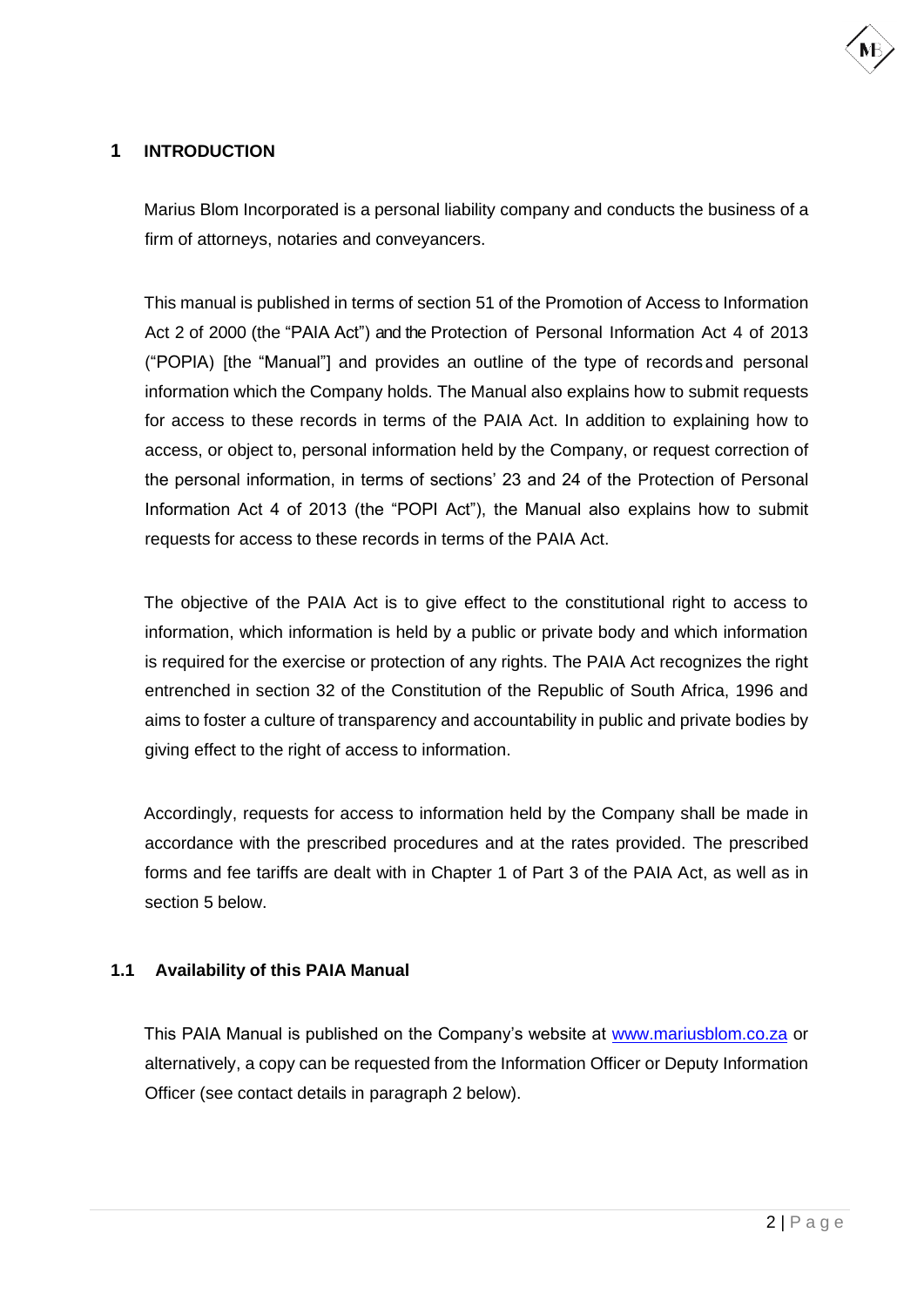# 1 INTRODUCTION

Marius Blom Incorporated is a personal liability company and conducts the business of a firm of attorneys, notaries and conveyancers.

This manual is published in terms of section 51 of the Promotion of Access to Information Act 2 of 2000 (the "PAIA Act") and the Protection of Personal Information Act 4 of 2013 ("POPIA) [the "Manual"] and provides an outline of the type of records and personal information which the Company holds. The Manual also explains how to submit requests for access to these records in terms of the PAIA Act. In addition to explaining how to access, or object to, personal information held by the Company, or request correction of the personal information, in terms of sections' 23 and 24 of the Protection of Personal Information Act 4 of 2013 (the "POPI Act"), the Manual also explains how to submit requests for access to these records in terms of the PAIA Act.

The objective of the PAIA Act is to give effect to the constitutional right to access to information, which information is held by a public or private body and which information is required for the exercise or protection of any rights. The PAIA Act recognizes the right entrenched in section 32 of the Constitution of the Republic of South Africa, 1996 and aims to foster a culture of transparency and accountability in public and private bodies by giving effect to the right of access to information.

Accordingly, requests for access to information held by the Company shall be made in accordance with the prescribed procedures and at the rates provided. The prescribed forms and fee tariffs are dealt with in Chapter 1 of Part 3 of the PAIA Act, as well as in section 5 below.

## 1.1 Availability of this PAIA Manual

This PAIA Manual is published on the Company's website at [www.mariusblom.co.za](http://www.mariusblom.co.za) or alternatively, a copy can be requested from the Information Officer or Deputy Information Officer (see contact details in paragraph 2 below).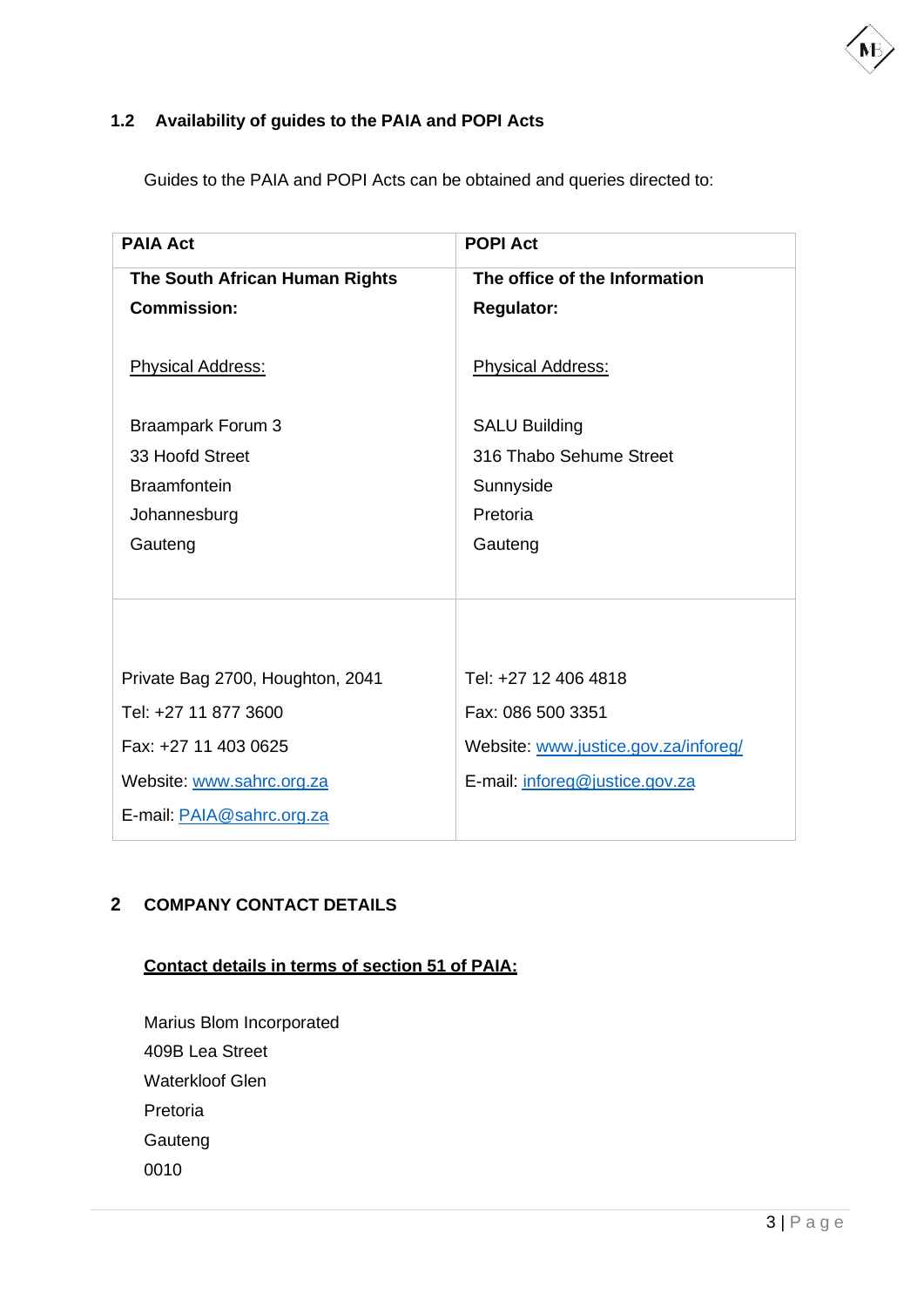### 1.2 Availability of guides to the PAIA and POPI Acts

Guides to the PAIA and POPI Acts can be obtained and queries directed to:

| PAIA Act | POPI Act |
|---|---|
| **The South African Human Rights Commission:**<br><br><u>Physical Address:</u><br><br>Braampark Forum 3<br>33 Hoofd Street<br>Braamfontein<br>Johannesburg<br>Gauteng | **The office of the Information Regulator:**<br><br><u>Physical Address:</u><br><br>SALU Building<br>316 Thabo Sehume Street<br>Sunnyside<br>Pretoria<br>Gauteng |
| Private Bag 2700, Houghton, 2041<br>Tel: +27 11 877 3600<br>Fax: +27 11 403 0625<br>Website: www.sahrc.org.za<br>E-mail: PAIA@sahrc.org.za | Tel: +27 12 406 4818<br>Fax: 086 500 3351<br>Website: www.justice.gov.za/inforeg/<br>E-mail: inforeg@justice.gov.za |

## 2 COMPANY CONTACT DETAILS

**<u>Contact details in terms of section 51 of PAIA:</u>**

Marius Blom Incorporated
409B Lea Street
Waterkloof Glen
Pretoria
Gauteng
0010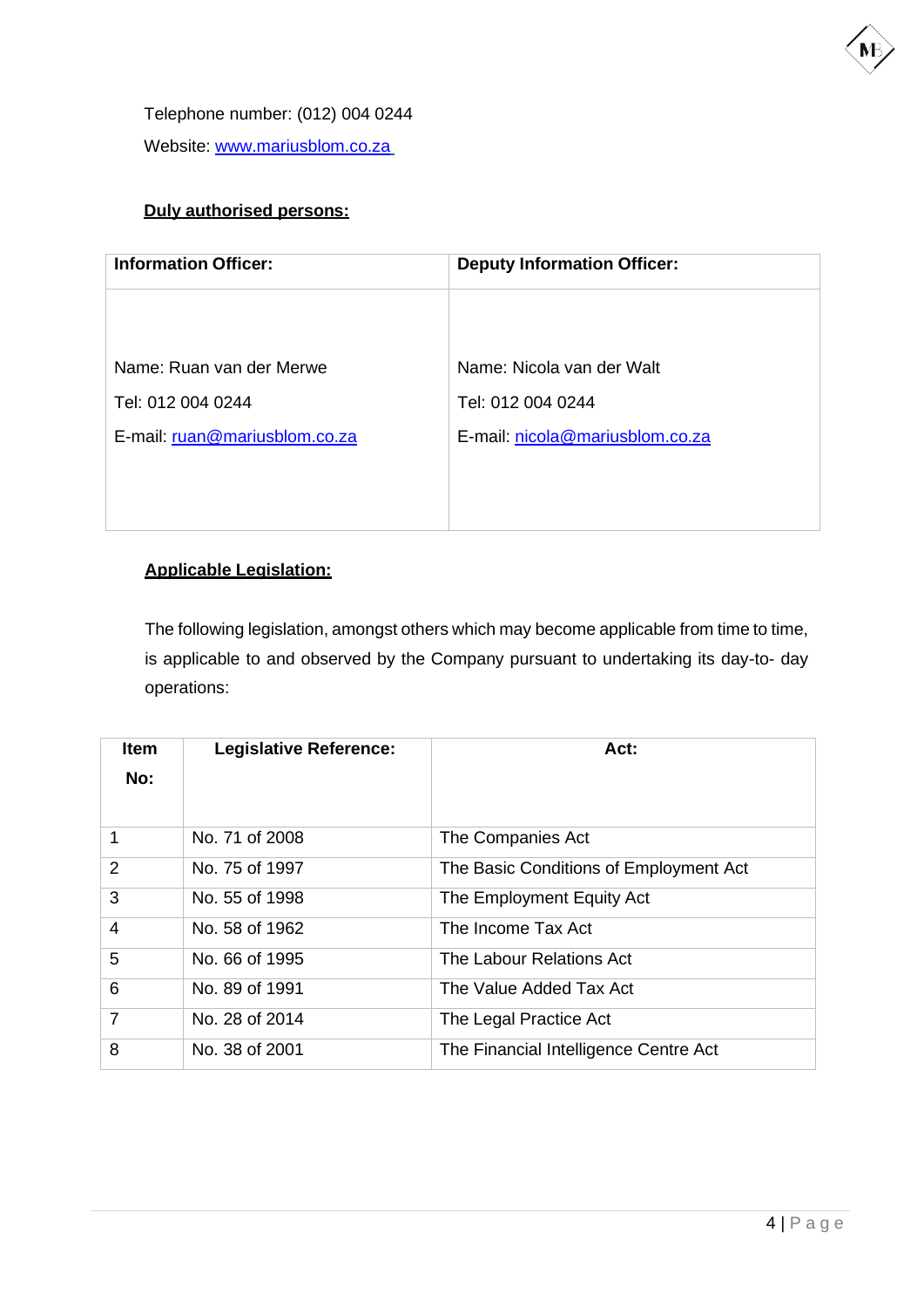Telephone number: (012) 004 0244

Website: [www.mariusblom.co.za](http://www.mariusblom.co.za)

**Duly authorised persons:**

| **Information Officer:** | **Deputy Information Officer:** |
|---|---|
| Name: Ruan van der Merwe<br>Tel: 012 004 0244<br>E-mail: [ruan@mariusblom.co.za](mailto:ruan@mariusblom.co.za) | Name: Nicola van der Walt<br>Tel: 012 004 0244<br>E-mail: [nicola@mariusblom.co.za](mailto:nicola@mariusblom.co.za) |

**Applicable Legislation:**

The following legislation, amongst others which may become applicable from time to time, is applicable to and observed by the Company pursuant to undertaking its day-to- day operations:

| **Item No:** | **Legislative Reference:** | **Act:** |
|---|---|---|
| 1 | No. 71 of 2008 | The Companies Act |
| 2 | No. 75 of 1997 | The Basic Conditions of Employment Act |
| 3 | No. 55 of 1998 | The Employment Equity Act |
| 4 | No. 58 of 1962 | The Income Tax Act |
| 5 | No. 66 of 1995 | The Labour Relations Act |
| 6 | No. 89 of 1991 | The Value Added Tax Act |
| 7 | No. 28 of 2014 | The Legal Practice Act |
| 8 | No. 38 of 2001 | The Financial Intelligence Centre Act |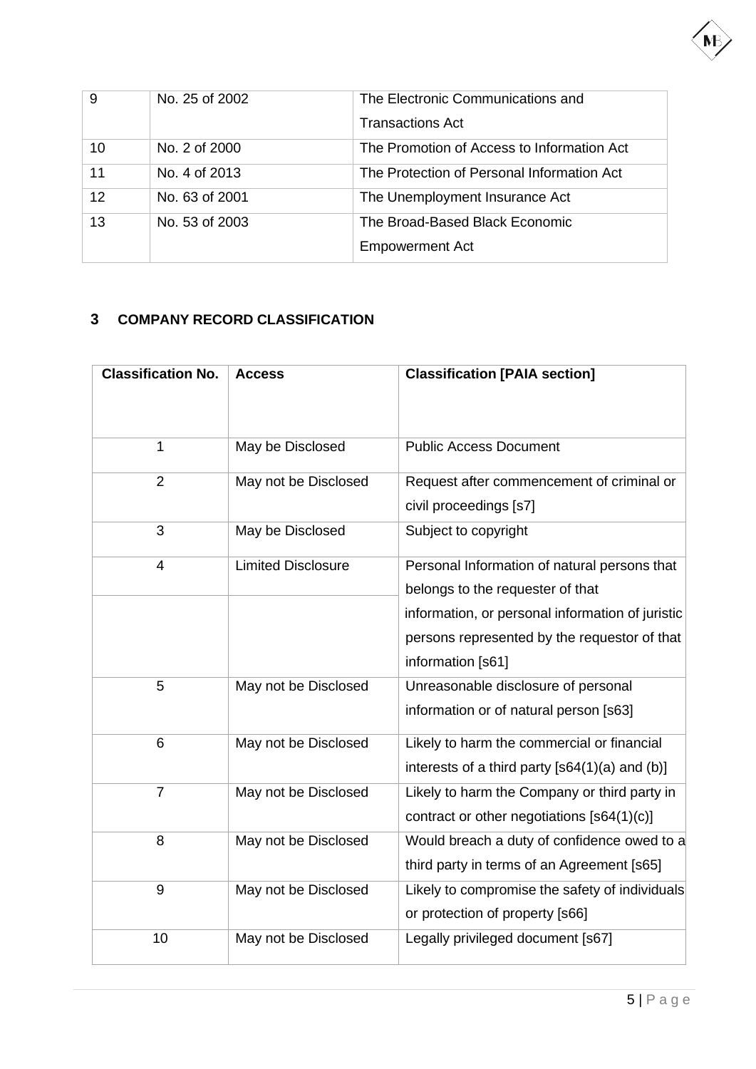| 9 | No. 25 of 2002 | The Electronic Communications and Transactions Act |
|---|---|---|
| 10 | No. 2 of 2000 | The Promotion of Access to Information Act |
| 11 | No. 4 of 2013 | The Protection of Personal Information Act |
| 12 | No. 63 of 2001 | The Unemployment Insurance Act |
| 13 | No. 53 of 2003 | The Broad-Based Black Economic Empowerment Act |

## 3 COMPANY RECORD CLASSIFICATION

| Classification No. | Access | Classification [PAIA section] |
|---|---|---|
| 1 | May be Disclosed | Public Access Document |
| 2 | May not be Disclosed | Request after commencement of criminal or civil proceedings [s7] |
| 3 | May be Disclosed | Subject to copyright |
| 4 | Limited Disclosure | Personal Information of natural persons that belongs to the requester of that information, or personal information of juristic persons represented by the requestor of that information [s61] |
| 5 | May not be Disclosed | Unreasonable disclosure of personal information or of natural person [s63] |
| 6 | May not be Disclosed | Likely to harm the commercial or financial interests of a third party [s64(1)(a) and (b)] |
| 7 | May not be Disclosed | Likely to harm the Company or third party in contract or other negotiations [s64(1)(c)] |
| 8 | May not be Disclosed | Would breach a duty of confidence owed to a third party in terms of an Agreement [s65] |
| 9 | May not be Disclosed | Likely to compromise the safety of individuals or protection of property [s66] |
| 10 | May not be Disclosed | Legally privileged document [s67] |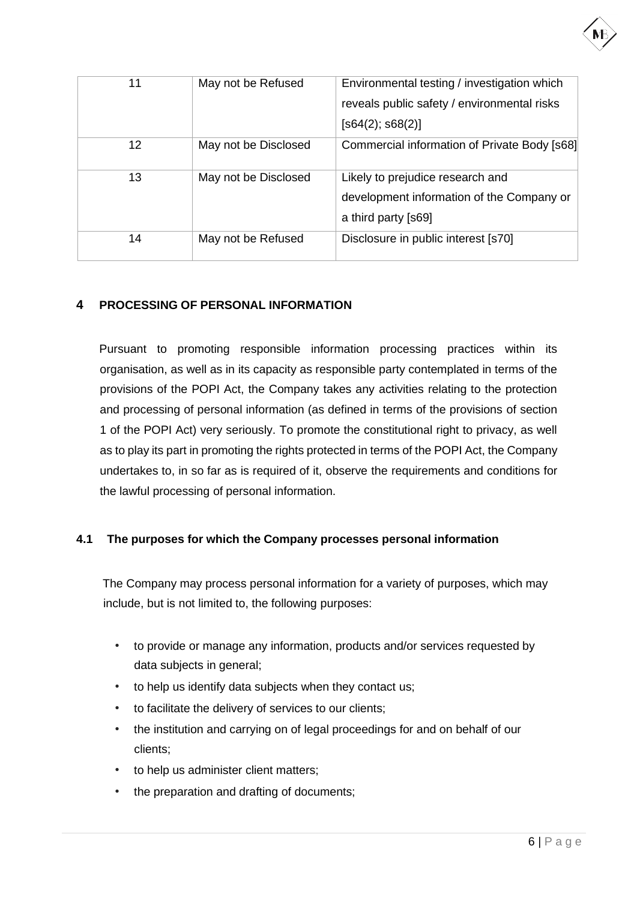| | | |
|---|---|---|
| 11 | May not be Refused | Environmental testing / investigation which reveals public safety / environmental risks [s64(2); s68(2)] |
| 12 | May not be Disclosed | Commercial information of Private Body [s68] |
| 13 | May not be Disclosed | Likely to prejudice research and development information of the Company or a third party [s69] |
| 14 | May not be Refused | Disclosure in public interest [s70] |

## 4 PROCESSING OF PERSONAL INFORMATION

Pursuant to promoting responsible information processing practices within its organisation, as well as in its capacity as responsible party contemplated in terms of the provisions of the POPI Act, the Company takes any activities relating to the protection and processing of personal information (as defined in terms of the provisions of section 1 of the POPI Act) very seriously. To promote the constitutional right to privacy, as well as to play its part in promoting the rights protected in terms of the POPI Act, the Company undertakes to, in so far as is required of it, observe the requirements and conditions for the lawful processing of personal information.

### 4.1 The purposes for which the Company processes personal information

The Company may process personal information for a variety of purposes, which may include, but is not limited to, the following purposes:

- to provide or manage any information, products and/or services requested by data subjects in general;
- to help us identify data subjects when they contact us;
- to facilitate the delivery of services to our clients;
- the institution and carrying on of legal proceedings for and on behalf of our clients;
- to help us administer client matters;
- the preparation and drafting of documents;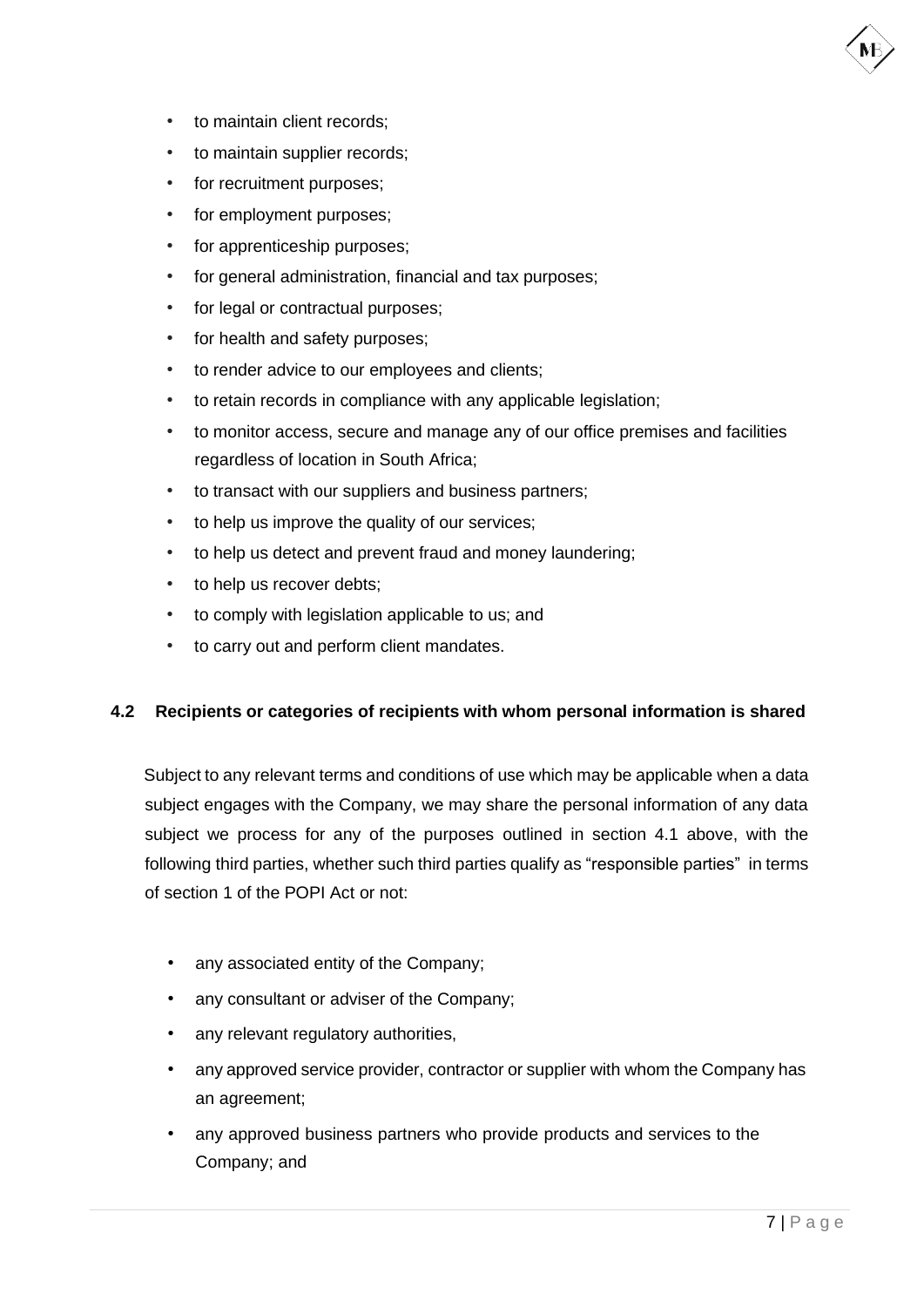- to maintain client records;
- to maintain supplier records;
- for recruitment purposes;
- for employment purposes;
- for apprenticeship purposes;
- for general administration, financial and tax purposes;
- for legal or contractual purposes;
- for health and safety purposes;
- to render advice to our employees and clients;
- to retain records in compliance with any applicable legislation;
- to monitor access, secure and manage any of our office premises and facilities regardless of location in South Africa;
- to transact with our suppliers and business partners;
- to help us improve the quality of our services;
- to help us detect and prevent fraud and money laundering;
- to help us recover debts;
- to comply with legislation applicable to us; and
- to carry out and perform client mandates.

### 4.2 Recipients or categories of recipients with whom personal information is shared

Subject to any relevant terms and conditions of use which may be applicable when a data subject engages with the Company, we may share the personal information of any data subject we process for any of the purposes outlined in section 4.1 above, with the following third parties, whether such third parties qualify as "responsible parties" in terms of section 1 of the POPI Act or not:

- any associated entity of the Company;
- any consultant or adviser of the Company;
- any relevant regulatory authorities,
- any approved service provider, contractor or supplier with whom the Company has an agreement;
- any approved business partners who provide products and services to the Company; and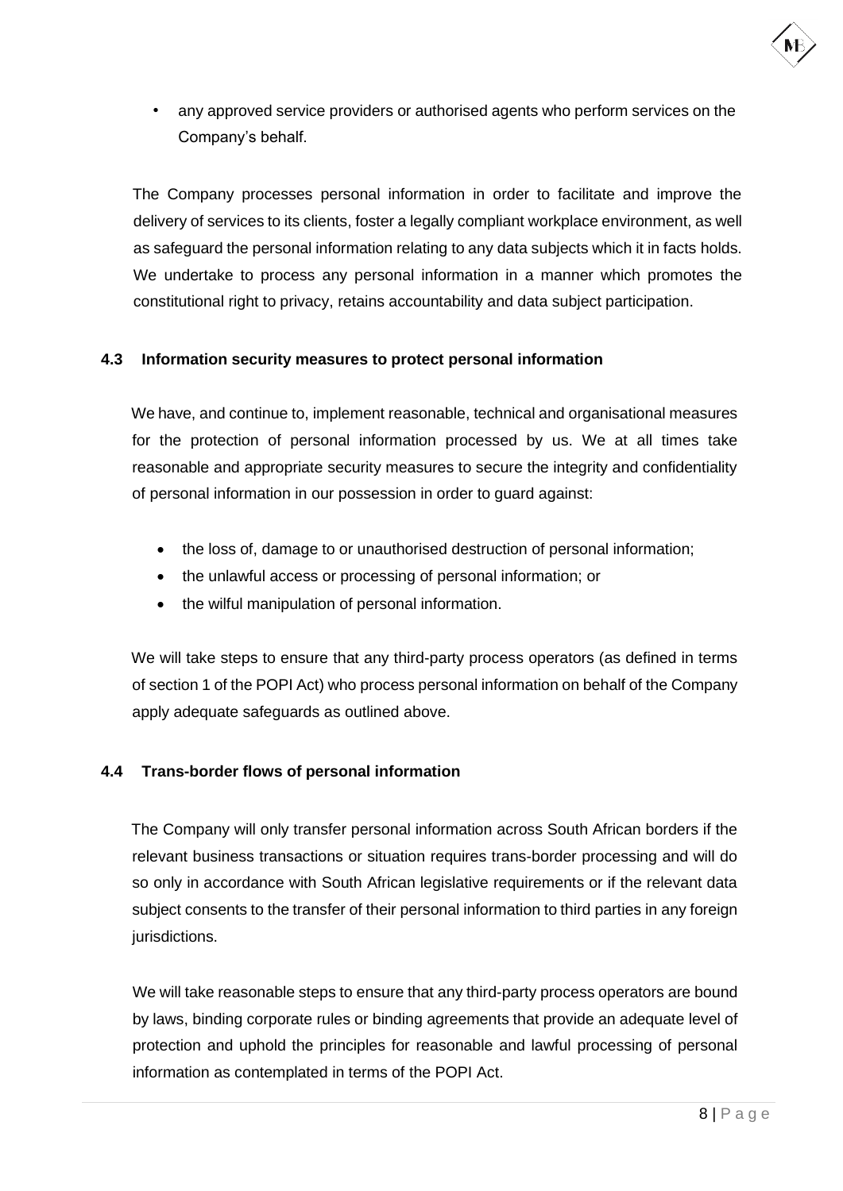- any approved service providers or authorised agents who perform services on the Company's behalf.

The Company processes personal information in order to facilitate and improve the delivery of services to its clients, foster a legally compliant workplace environment, as well as safeguard the personal information relating to any data subjects which it in facts holds. We undertake to process any personal information in a manner which promotes the constitutional right to privacy, retains accountability and data subject participation.

### 4.3 Information security measures to protect personal information

We have, and continue to, implement reasonable, technical and organisational measures for the protection of personal information processed by us. We at all times take reasonable and appropriate security measures to secure the integrity and confidentiality of personal information in our possession in order to guard against:

- the loss of, damage to or unauthorised destruction of personal information;
- the unlawful access or processing of personal information; or
- the wilful manipulation of personal information.

We will take steps to ensure that any third-party process operators (as defined in terms of section 1 of the POPI Act) who process personal information on behalf of the Company apply adequate safeguards as outlined above.

### 4.4 Trans-border flows of personal information

The Company will only transfer personal information across South African borders if the relevant business transactions or situation requires trans-border processing and will do so only in accordance with South African legislative requirements or if the relevant data subject consents to the transfer of their personal information to third parties in any foreign jurisdictions.

We will take reasonable steps to ensure that any third-party process operators are bound by laws, binding corporate rules or binding agreements that provide an adequate level of protection and uphold the principles for reasonable and lawful processing of personal information as contemplated in terms of the POPI Act.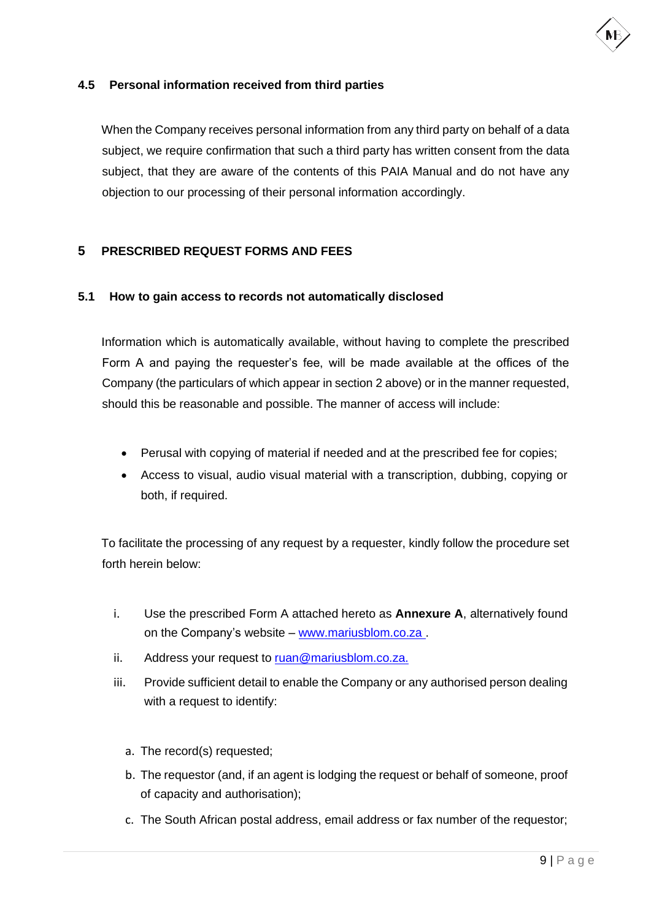### 4.5 Personal information received from third parties

When the Company receives personal information from any third party on behalf of a data subject, we require confirmation that such a third party has written consent from the data subject, that they are aware of the contents of this PAIA Manual and do not have any objection to our processing of their personal information accordingly.

## 5 PRESCRIBED REQUEST FORMS AND FEES

### 5.1 How to gain access to records not automatically disclosed

Information which is automatically available, without having to complete the prescribed Form A and paying the requester's fee, will be made available at the offices of the Company (the particulars of which appear in section 2 above) or in the manner requested, should this be reasonable and possible. The manner of access will include:

- Perusal with copying of material if needed and at the prescribed fee for copies;
- Access to visual, audio visual material with a transcription, dubbing, copying or both, if required.

To facilitate the processing of any request by a requester, kindly follow the procedure set forth herein below:

i. Use the prescribed Form A attached hereto as **Annexure A**, alternatively found on the Company's website – [www.mariusblom.co.za](www.mariusblom.co.za) .

ii. Address your request to [ruan@mariusblom.co.za.](mailto:ruan@mariusblom.co.za)

iii. Provide sufficient detail to enable the Company or any authorised person dealing with a request to identify:

a. The record(s) requested;

b. The requestor (and, if an agent is lodging the request or behalf of someone, proof of capacity and authorisation);

c. The South African postal address, email address or fax number of the requestor;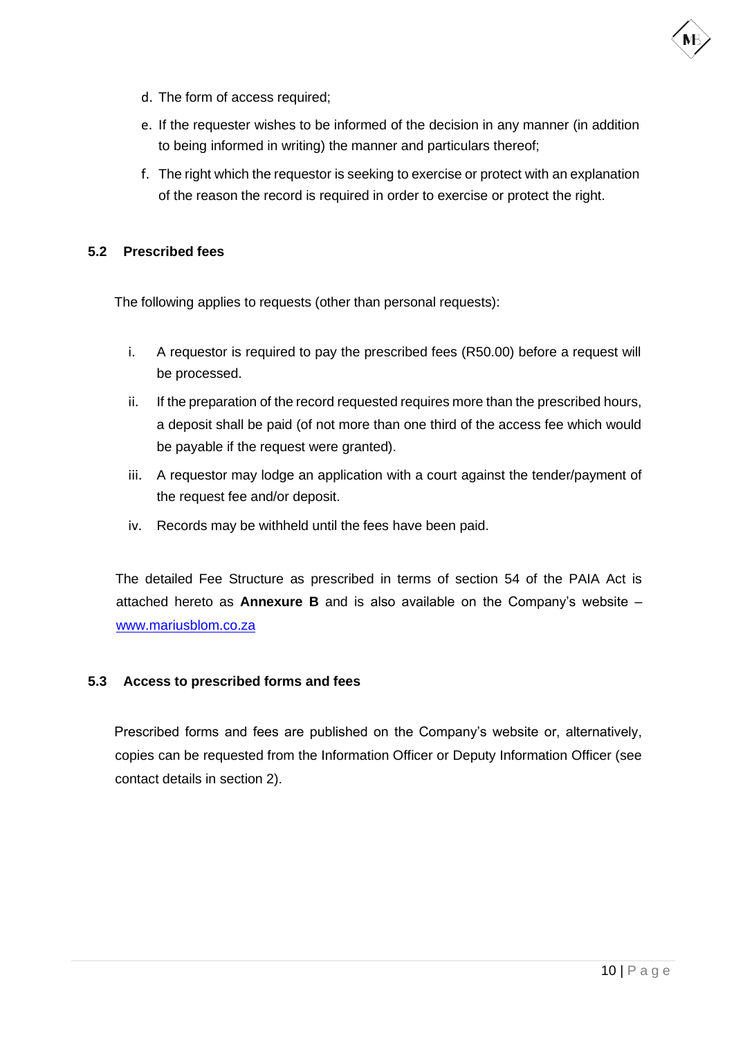d. The form of access required;

e. If the requester wishes to be informed of the decision in any manner (in addition to being informed in writing) the manner and particulars thereof;

f. The right which the requestor is seeking to exercise or protect with an explanation of the reason the record is required in order to exercise or protect the right.

### 5.2 Prescribed fees

The following applies to requests (other than personal requests):

i. A requestor is required to pay the prescribed fees (R50.00) before a request will be processed.

ii. If the preparation of the record requested requires more than the prescribed hours, a deposit shall be paid (of not more than one third of the access fee which would be payable if the request were granted).

iii. A requestor may lodge an application with a court against the tender/payment of the request fee and/or deposit.

iv. Records may be withheld until the fees have been paid.

The detailed Fee Structure as prescribed in terms of section 54 of the PAIA Act is attached hereto as **Annexure B** and is also available on the Company's website – [www.mariusblom.co.za](http://www.mariusblom.co.za)

### 5.3 Access to prescribed forms and fees

Prescribed forms and fees are published on the Company's website or, alternatively, copies can be requested from the Information Officer or Deputy Information Officer (see contact details in section 2).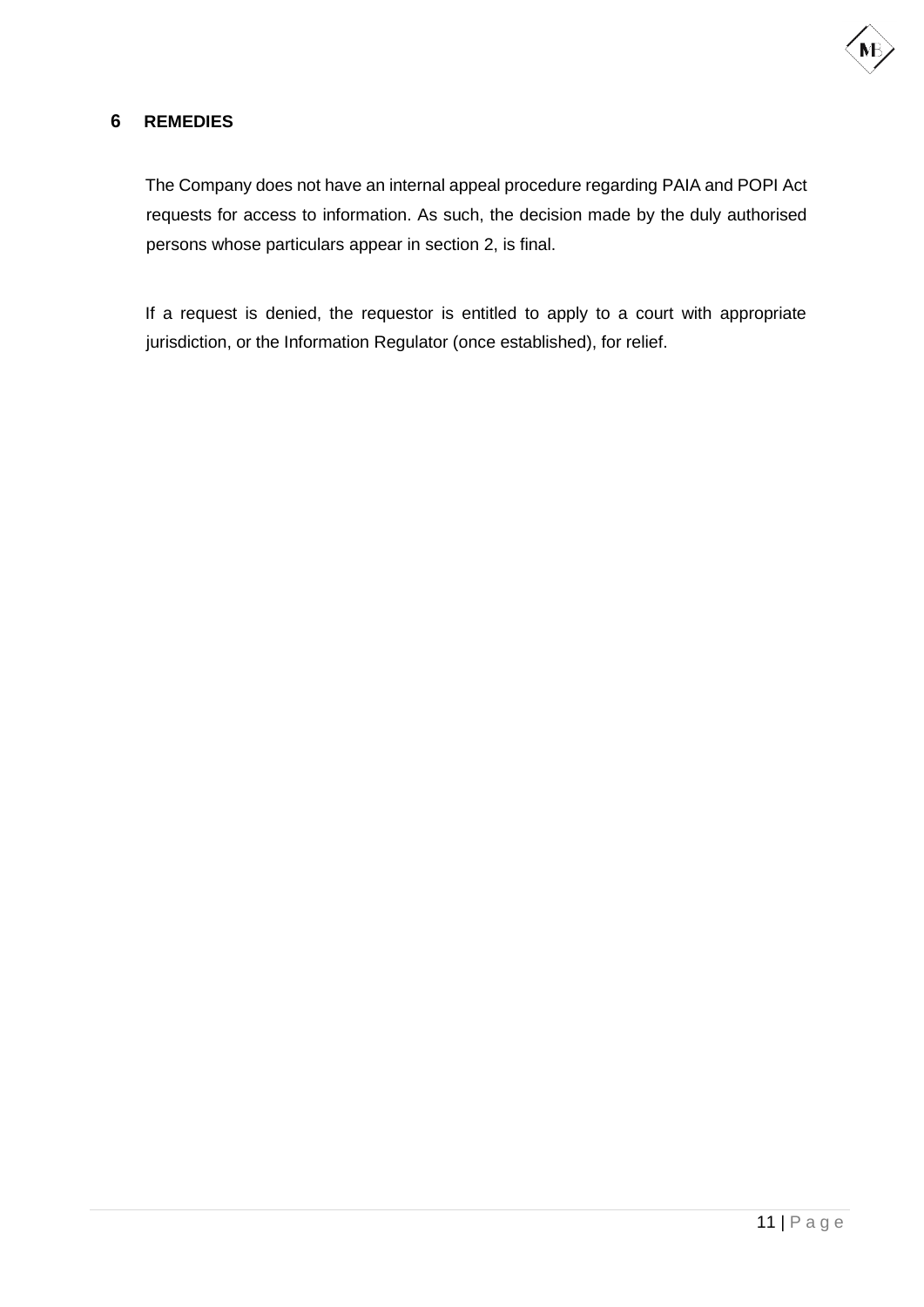## 6 REMEDIES

The Company does not have an internal appeal procedure regarding PAIA and POPI Act requests for access to information. As such, the decision made by the duly authorised persons whose particulars appear in section 2, is final.

If a request is denied, the requestor is entitled to apply to a court with appropriate jurisdiction, or the Information Regulator (once established), for relief.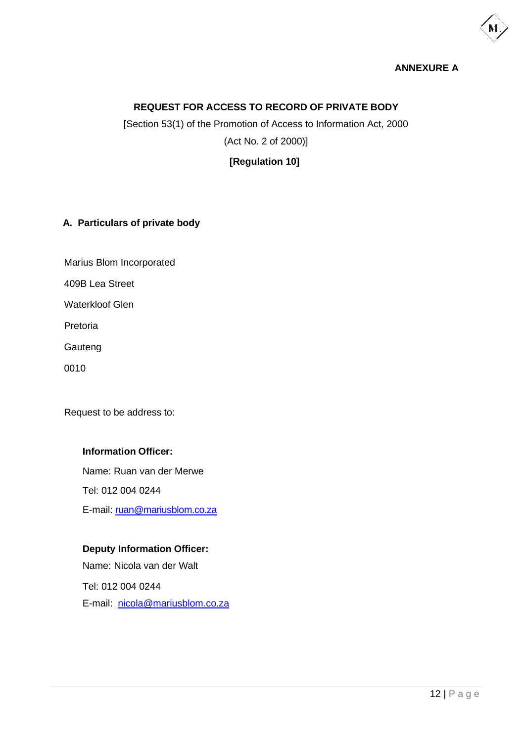**ANNEXURE A**

## REQUEST FOR ACCESS TO RECORD OF PRIVATE BODY

[Section 53(1) of the Promotion of Access to Information Act, 2000

(Act No. 2 of 2000)]

**[Regulation 10]**

### A. Particulars of private body

Marius Blom Incorporated

409B Lea Street

Waterkloof Glen

Pretoria

Gauteng

0010

Request to be address to:

**Information Officer:**

Name: Ruan van der Merwe

Tel: 012 004 0244

E-mail: ruan@mariusblom.co.za

**Deputy Information Officer:**

Name: Nicola van der Walt

Tel: 012 004 0244

E-mail: nicola@mariusblom.co.za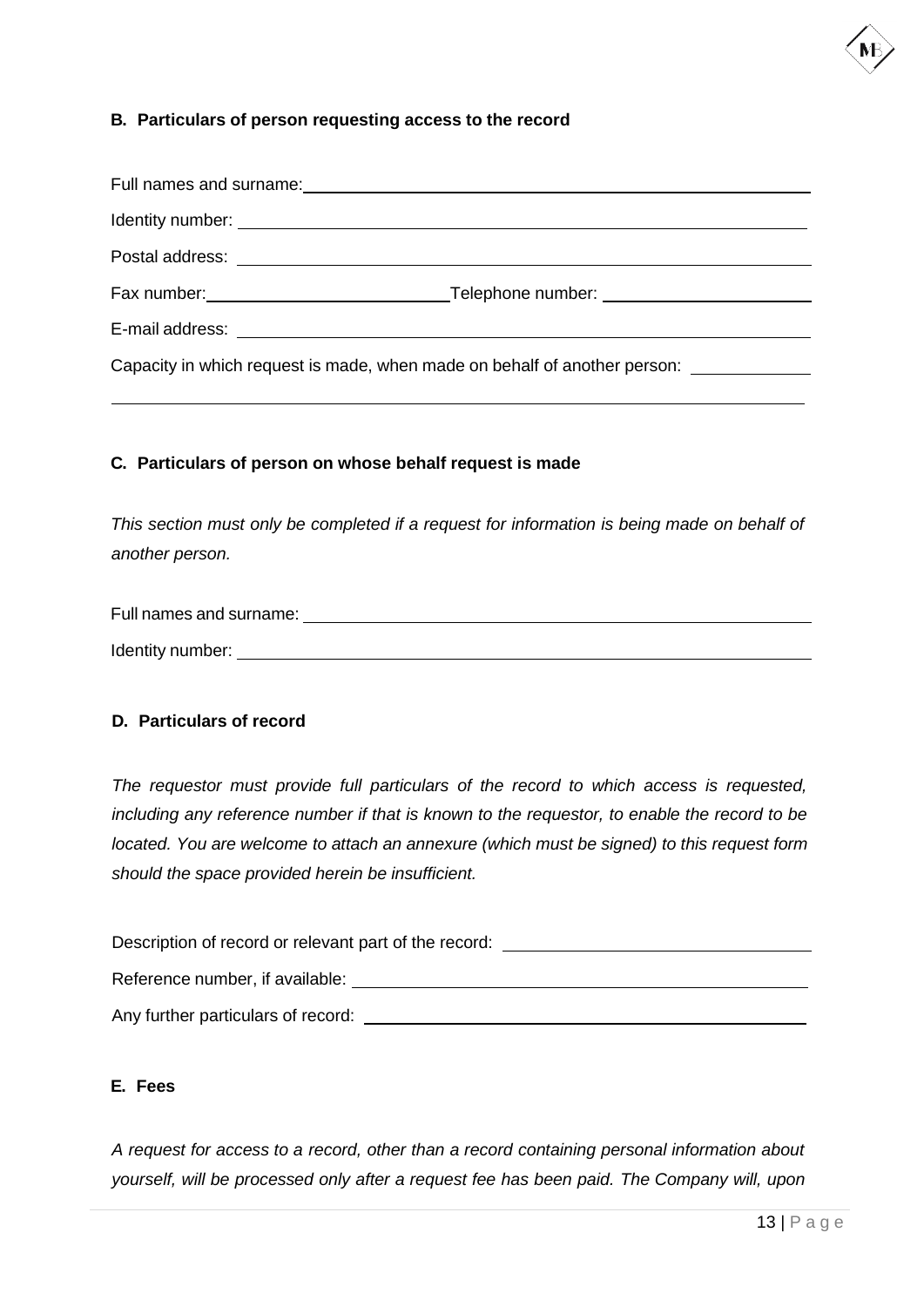**B. Particulars of person requesting access to the record**

Full names and surname: ______________________________________________

Identity number: ______________________________________________

Postal address: ______________________________________________

Fax number: ____________________ Telephone number: ____________________

E-mail address: ______________________________________________

Capacity in which request is made, when made on behalf of another person: ____________

______________________________________________

**C. Particulars of person on whose behalf request is made**

*This section must only be completed if a request for information is being made on behalf of another person.*

Full names and surname: ______________________________________________

Identity number: ______________________________________________

**D. Particulars of record**

*The requestor must provide full particulars of the record to which access is requested, including any reference number if that is known to the requestor, to enable the record to be located. You are welcome to attach an annexure (which must be signed) to this request form should the space provided herein be insufficient.*

Description of record or relevant part of the record: ____________________

Reference number, if available: ______________________________________________

Any further particulars of record: ______________________________________________

**E. Fees**

*A request for access to a record, other than a record containing personal information about yourself, will be processed only after a request fee has been paid. The Company will, upon*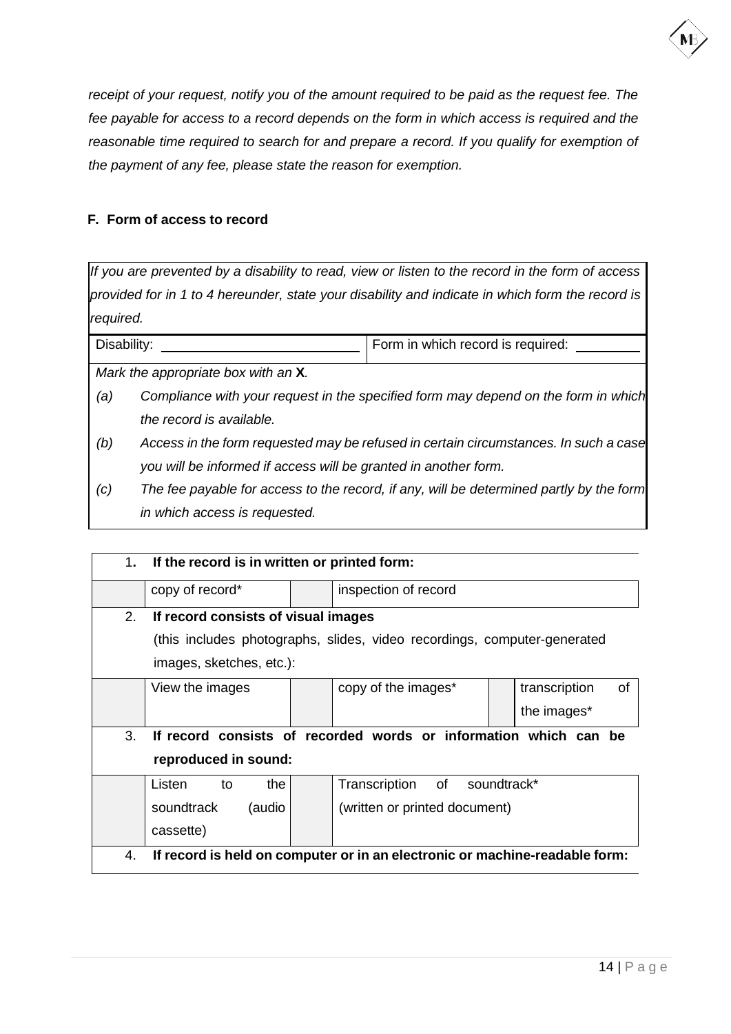*receipt of your request, notify you of the amount required to be paid as the request fee. The fee payable for access to a record depends on the form in which access is required and the reasonable time required to search for and prepare a record. If you qualify for exemption of the payment of any fee, please state the reason for exemption.*

**F. Form of access to record**

*If you are prevented by a disability to read, view or listen to the record in the form of access provided for in 1 to 4 hereunder, state your disability and indicate in which form the record is required.*

| Disability: ______________________ | Form in which record is required: ________ |
|---|---|

*Mark the appropriate box with an* **X***.*

- *(a) Compliance with your request in the specified form may depend on the form in which the record is available.*
- *(b) Access in the form requested may be refused in certain circumstances. In such a case you will be informed if access will be granted in another form.*
- *(c) The fee payable for access to the record, if any, will be determined partly by the form in which access is requested.*

| | | | | | |
|---|---|---|---|---|---|
| **1.** | **If the record is in written or printed form:** | | | | |
| | copy of record* | | inspection of record | | |
| 2. | **If record consists of visual images** (this includes photographs, slides, video recordings, computer-generated images, sketches, etc.): | | | | |
| | View the images | | copy of the images* | | transcription of the images* |
| 3. | **If record consists of recorded words or information which can be reproduced in sound:** | | | | |
| | Listen to the soundtrack (audio cassette) | | Transcription of soundtrack* (written or printed document) | | |
| 4. | **If record is held on computer or in an electronic or machine-readable form:** | | | | |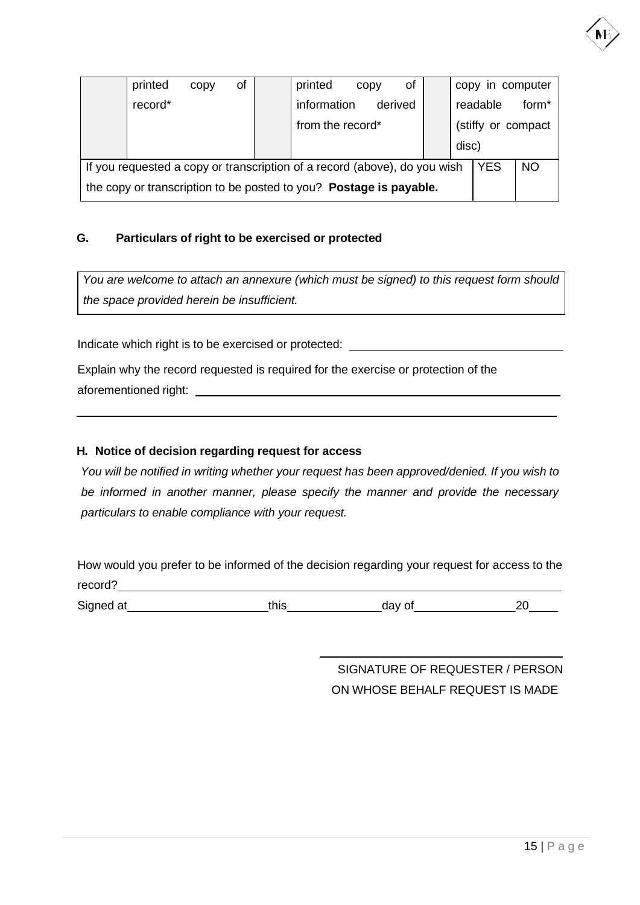| | printed copy of record* | | printed copy of information derived from the record* | | copy in computer readable form* (stiffy or compact disc) |
|---|---|---|---|---|---|

| If you requested a copy or transcription of a record (above), do you wish the copy or transcription to be posted to you? **Postage is payable.** | YES | NO |
|---|---|---|

**G. Particulars of right to be exercised or protected**

*You are welcome to attach an annexure (which must be signed) to this request form should the space provided herein be insufficient.*

Indicate which right is to be exercised or protected: ______________________________

Explain why the record requested is required for the exercise or protection of the aforementioned right: ______________________________________________________

______________________________________________________________________

**H. Notice of decision regarding request for access**

*You will be notified in writing whether your request has been approved/denied. If you wish to be informed in another manner, please specify the manner and provide the necessary particulars to enable compliance with your request.*

How would you prefer to be informed of the decision regarding your request for access to the record?______________________________________________________________

Signed at____________________this_____________day of______________20____

______________________________

SIGNATURE OF REQUESTER / PERSON ON WHOSE BEHALF REQUEST IS MADE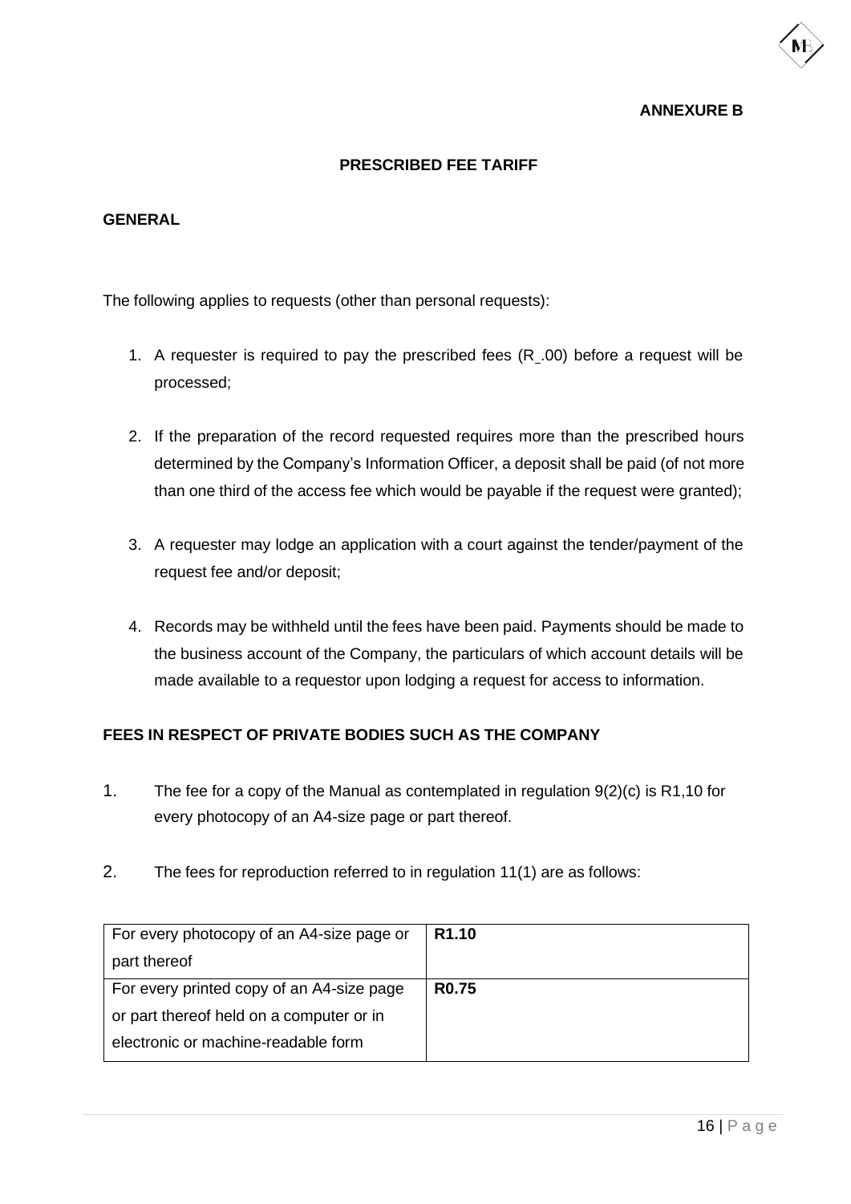**ANNEXURE B**

## PRESCRIBED FEE TARIFF

### GENERAL

The following applies to requests (other than personal requests):

1. A requester is required to pay the prescribed fees (R_.00) before a request will be processed;
2. If the preparation of the record requested requires more than the prescribed hours determined by the Company's Information Officer, a deposit shall be paid (of not more than one third of the access fee which would be payable if the request were granted);
3. A requester may lodge an application with a court against the tender/payment of the request fee and/or deposit;
4. Records may be withheld until the fees have been paid. Payments should be made to the business account of the Company, the particulars of which account details will be made available to a requestor upon lodging a request for access to information.

### FEES IN RESPECT OF PRIVATE BODIES SUCH AS THE COMPANY

1. The fee for a copy of the Manual as contemplated in regulation 9(2)(c) is R1,10 for every photocopy of an A4-size page or part thereof.
2. The fees for reproduction referred to in regulation 11(1) are as follows:

| | |
|---|---|
| For every photocopy of an A4-size page or part thereof | **R1.10** |
| For every printed copy of an A4-size page or part thereof held on a computer or in electronic or machine-readable form | **R0.75** |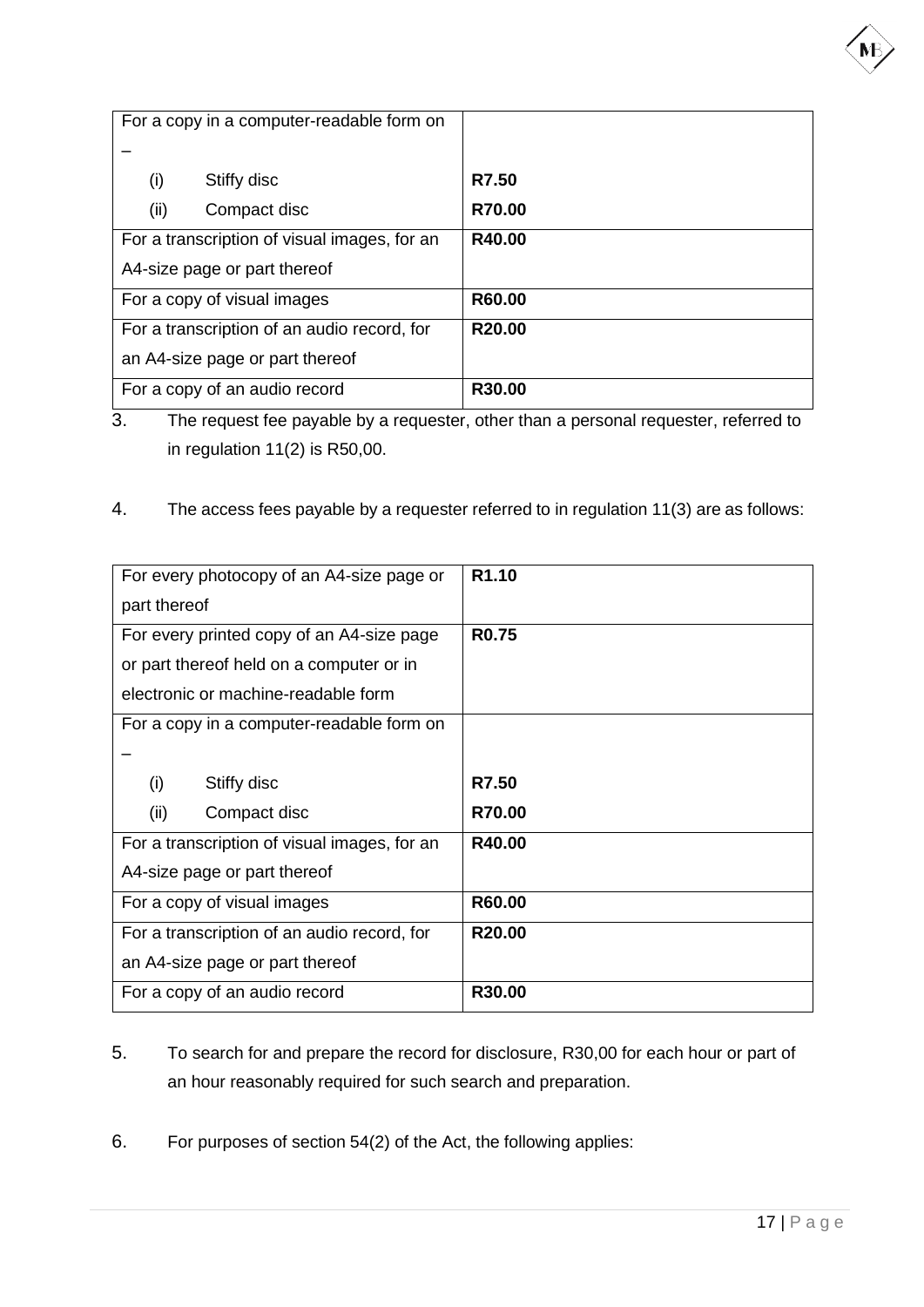| For a copy in a computer-readable form on – | |
|---|---|
| (i) Stiffy disc | **R7.50** |
| (ii) Compact disc | **R70.00** |
| For a transcription of visual images, for an A4-size page or part thereof | **R40.00** |
| For a copy of visual images | **R60.00** |
| For a transcription of an audio record, for an A4-size page or part thereof | **R20.00** |
| For a copy of an audio record | **R30.00** |

3. The request fee payable by a requester, other than a personal requester, referred to in regulation 11(2) is R50,00.

4. The access fees payable by a requester referred to in regulation 11(3) are as follows:

| For every photocopy of an A4-size page or part thereof | **R1.10** |
|---|---|
| For every printed copy of an A4-size page or part thereof held on a computer or in electronic or machine-readable form | **R0.75** |
| For a copy in a computer-readable form on – | |
| (i) Stiffy disc | **R7.50** |
| (ii) Compact disc | **R70.00** |
| For a transcription of visual images, for an A4-size page or part thereof | **R40.00** |
| For a copy of visual images | **R60.00** |
| For a transcription of an audio record, for an A4-size page or part thereof | **R20.00** |
| For a copy of an audio record | **R30.00** |

5. To search for and prepare the record for disclosure, R30,00 for each hour or part of an hour reasonably required for such search and preparation.

6. For purposes of section 54(2) of the Act, the following applies: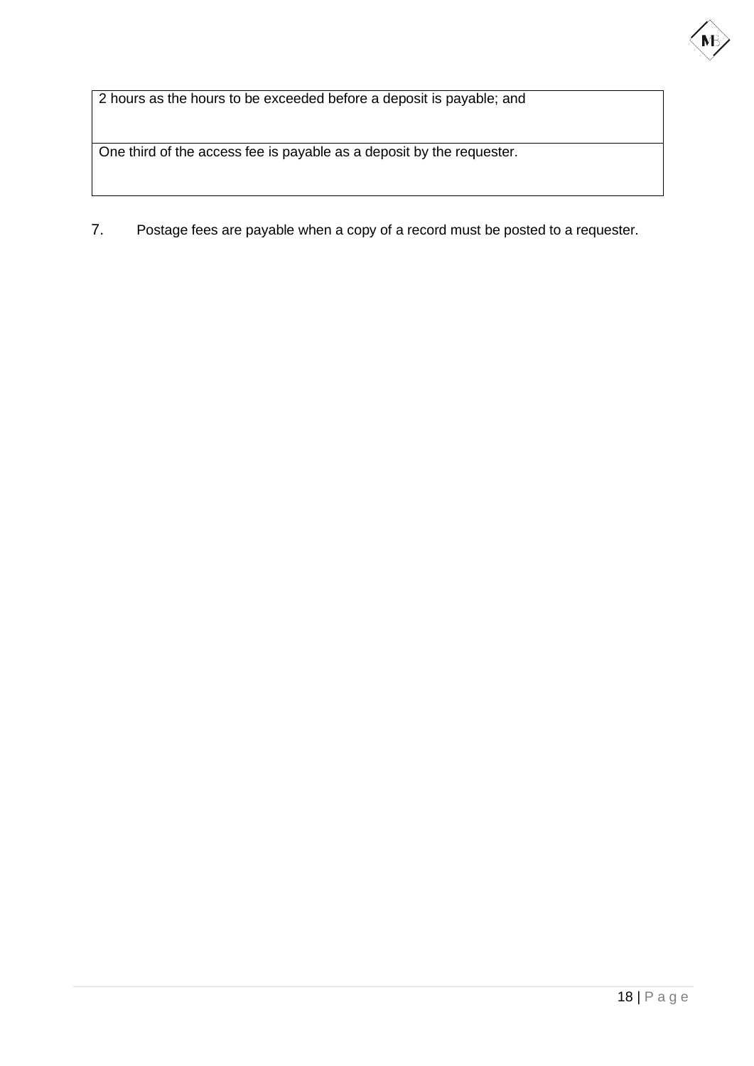| |
|---|
| 2 hours as the hours to be exceeded before a deposit is payable; and |
| One third of the access fee is payable as a deposit by the requester. |

7. Postage fees are payable when a copy of a record must be posted to a requester.